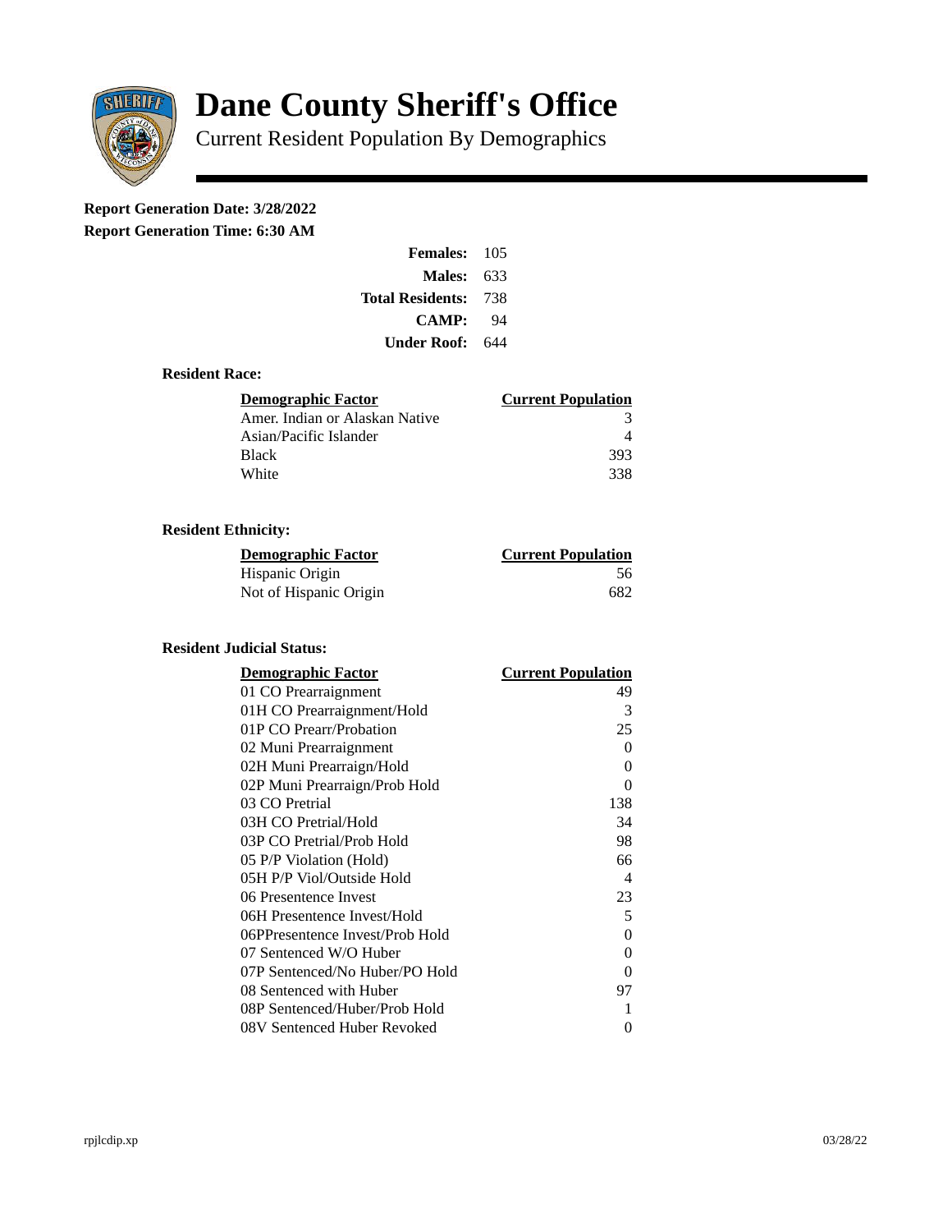# Dane County Sheriff's Office

Current Resident Population By Demographics

**Report Generation Date: 3/28/2022**
**Report Generation Time: 6:30 AM**

| | |
|---|---|
| **Females:** | 105 |
| **Males:** | 633 |
| **Total Residents:** | 738 |
| **CAMP:** | 94 |
| **Under Roof:** | 644 |

### Resident Race:

| Demographic Factor | Current Population |
|---|---|
| Amer. Indian or Alaskan Native | 3 |
| Asian/Pacific Islander | 4 |
| Black | 393 |
| White | 338 |

### Resident Ethnicity:

| Demographic Factor | Current Population |
|---|---|
| Hispanic Origin | 56 |
| Not of Hispanic Origin | 682 |

### Resident Judicial Status:

| Demographic Factor | Current Population |
|---|---|
| 01 CO Prearraignment | 49 |
| 01H CO Prearraignment/Hold | 3 |
| 01P CO Prearr/Probation | 25 |
| 02 Muni Prearraignment | 0 |
| 02H Muni Prearraign/Hold | 0 |
| 02P Muni Prearraign/Prob Hold | 0 |
| 03 CO Pretrial | 138 |
| 03H CO Pretrial/Hold | 34 |
| 03P CO Pretrial/Prob Hold | 98 |
| 05 P/P Violation (Hold) | 66 |
| 05H P/P Viol/Outside Hold | 4 |
| 06 Presentence Invest | 23 |
| 06H Presentence Invest/Hold | 5 |
| 06PPresentence Invest/Prob Hold | 0 |
| 07 Sentenced W/O Huber | 0 |
| 07P Sentenced/No Huber/PO Hold | 0 |
| 08 Sentenced with Huber | 97 |
| 08P Sentenced/Huber/Prob Hold | 1 |
| 08V Sentenced Huber Revoked | 0 |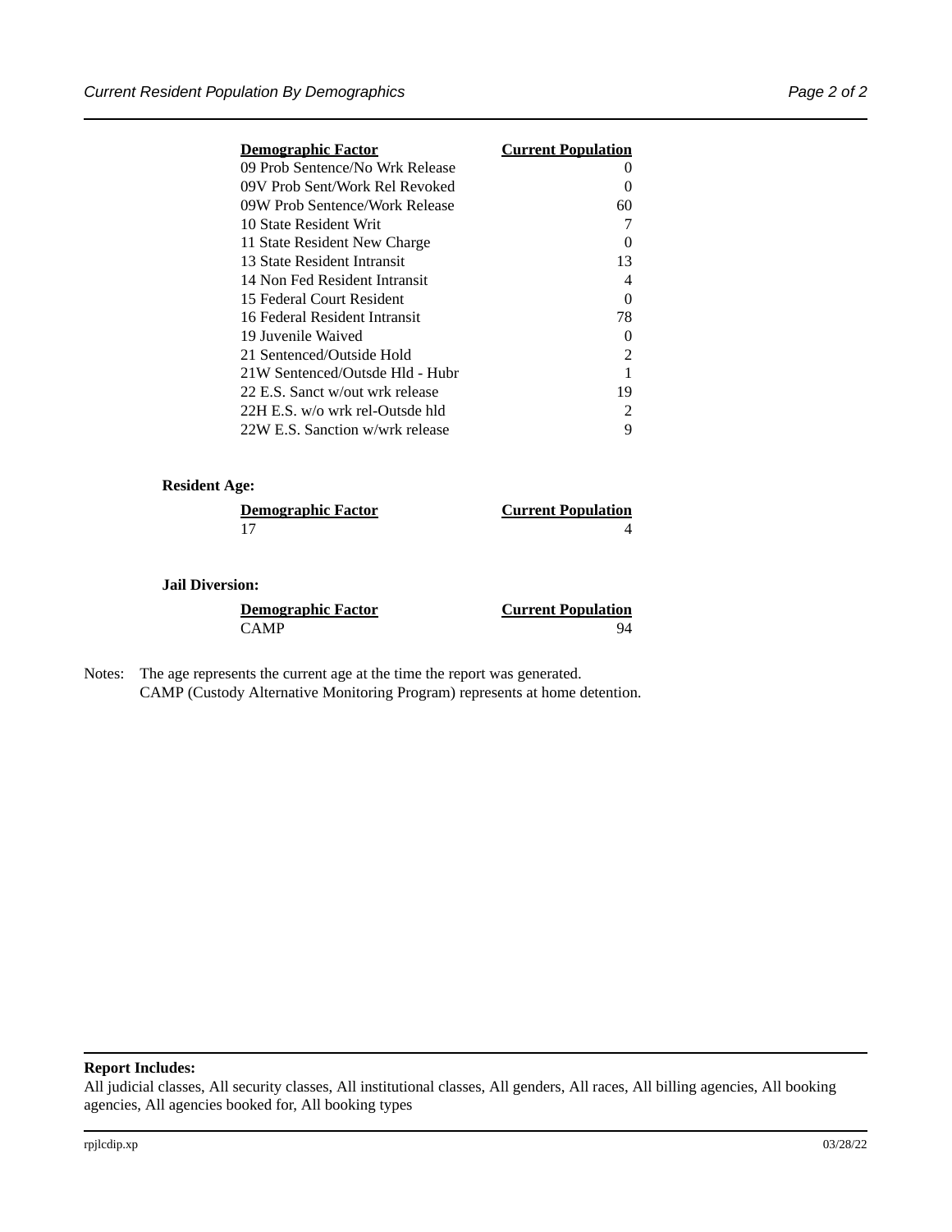| Demographic Factor | Current Population |
|---|---|
| 09 Prob Sentence/No Wrk Release | 0 |
| 09V Prob Sent/Work Rel Revoked | 0 |
| 09W Prob Sentence/Work Release | 60 |
| 10 State Resident Writ | 7 |
| 11 State Resident New Charge | 0 |
| 13 State Resident Intransit | 13 |
| 14 Non Fed Resident Intransit | 4 |
| 15 Federal Court Resident | 0 |
| 16 Federal Resident Intransit | 78 |
| 19 Juvenile Waived | 0 |
| 21 Sentenced/Outside Hold | 2 |
| 21W Sentenced/Outsde Hld - Hubr | 1 |
| 22 E.S. Sanct w/out wrk release | 19 |
| 22H E.S. w/o wrk rel-Outsde hld | 2 |
| 22W E.S. Sanction w/wrk release | 9 |

**Resident Age:**

| Demographic Factor | Current Population |
|---|---|
| 17 | 4 |

**Jail Diversion:**

| Demographic Factor | Current Population |
|---|---|
| CAMP | 94 |

Notes: The age represents the current age at the time the report was generated.
CAMP (Custody Alternative Monitoring Program) represents at home detention.

**Report Includes:**

All judicial classes, All security classes, All institutional classes, All genders, All races, All billing agencies, All booking agencies, All agencies booked for, All booking types

rpjlcdip.xp 03/28/22